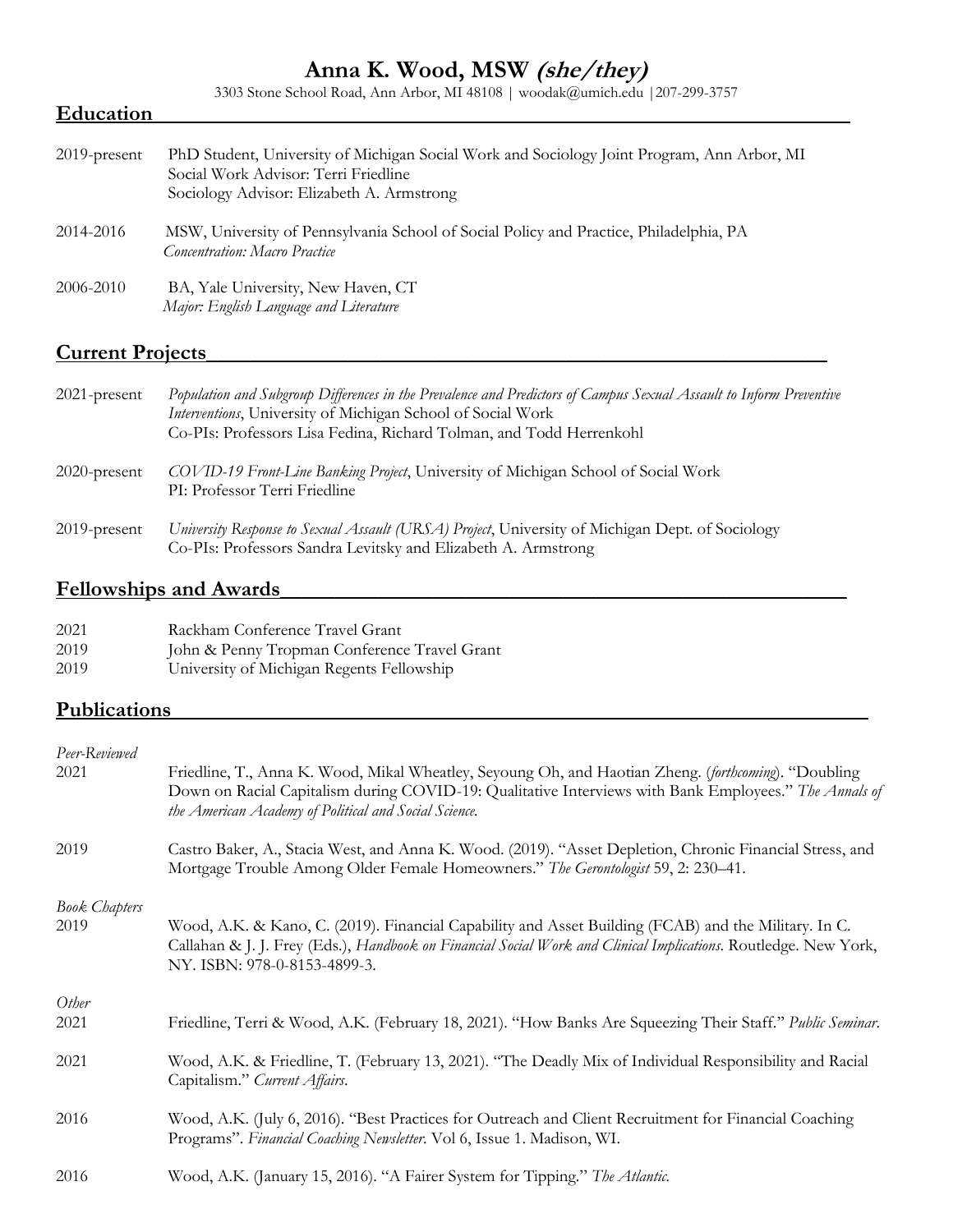# Anna K. Wood, MSW *(she/they)*

3303 Stone School Road, Ann Arbor, MI 48108 | woodak@umich.edu | 207-299-3757

## Education

2019-present — PhD Student, University of Michigan Social Work and Sociology Joint Program, Ann Arbor, MI
Social Work Advisor: Terri Friedline
Sociology Advisor: Elizabeth A. Armstrong

2014-2016 — MSW, University of Pennsylvania School of Social Policy and Practice, Philadelphia, PA
*Concentration: Macro Practice*

2006-2010 — BA, Yale University, New Haven, CT
*Major: English Language and Literature*

## Current Projects

2021-present — *Population and Subgroup Differences in the Prevalence and Predictors of Campus Sexual Assault to Inform Preventive Interventions*, University of Michigan School of Social Work
Co-PIs: Professors Lisa Fedina, Richard Tolman, and Todd Herrenkohl

2020-present — *COVID-19 Front-Line Banking Project*, University of Michigan School of Social Work
PI: Professor Terri Friedline

2019-present — *University Response to Sexual Assault (URSA) Project*, University of Michigan Dept. of Sociology
Co-PIs: Professors Sandra Levitsky and Elizabeth A. Armstrong

## Fellowships and Awards

2021 — Rackham Conference Travel Grant
2019 — John & Penny Tropman Conference Travel Grant
2019 — University of Michigan Regents Fellowship

## Publications

*Peer-Reviewed*

2021 — Friedline, T., Anna K. Wood, Mikal Wheatley, Seyoung Oh, and Haotian Zheng. (*forthcoming*). "Doubling Down on Racial Capitalism during COVID-19: Qualitative Interviews with Bank Employees." *The Annals of the American Academy of Political and Social Science.*

2019 — Castro Baker, A., Stacia West, and Anna K. Wood. (2019). "Asset Depletion, Chronic Financial Stress, and Mortgage Trouble Among Older Female Homeowners." *The Gerontologist* 59, 2: 230–41.

*Book Chapters*

2019 — Wood, A.K. & Kano, C. (2019). Financial Capability and Asset Building (FCAB) and the Military. In C. Callahan & J. J. Frey (Eds.), *Handbook on Financial Social Work and Clinical Implications*. Routledge. New York, NY. ISBN: 978-0-8153-4899-3.

*Other*

2021 — Friedline, Terri & Wood, A.K. (February 18, 2021). "How Banks Are Squeezing Their Staff." *Public Seminar.*

2021 — Wood, A.K. & Friedline, T. (February 13, 2021). "The Deadly Mix of Individual Responsibility and Racial Capitalism." *Current Affairs.*

2016 — Wood, A.K. (July 6, 2016). "Best Practices for Outreach and Client Recruitment for Financial Coaching Programs". *Financial Coaching Newsletter.* Vol 6, Issue 1. Madison, WI.

2016 — Wood, A.K. (January 15, 2016). "A Fairer System for Tipping." *The Atlantic.*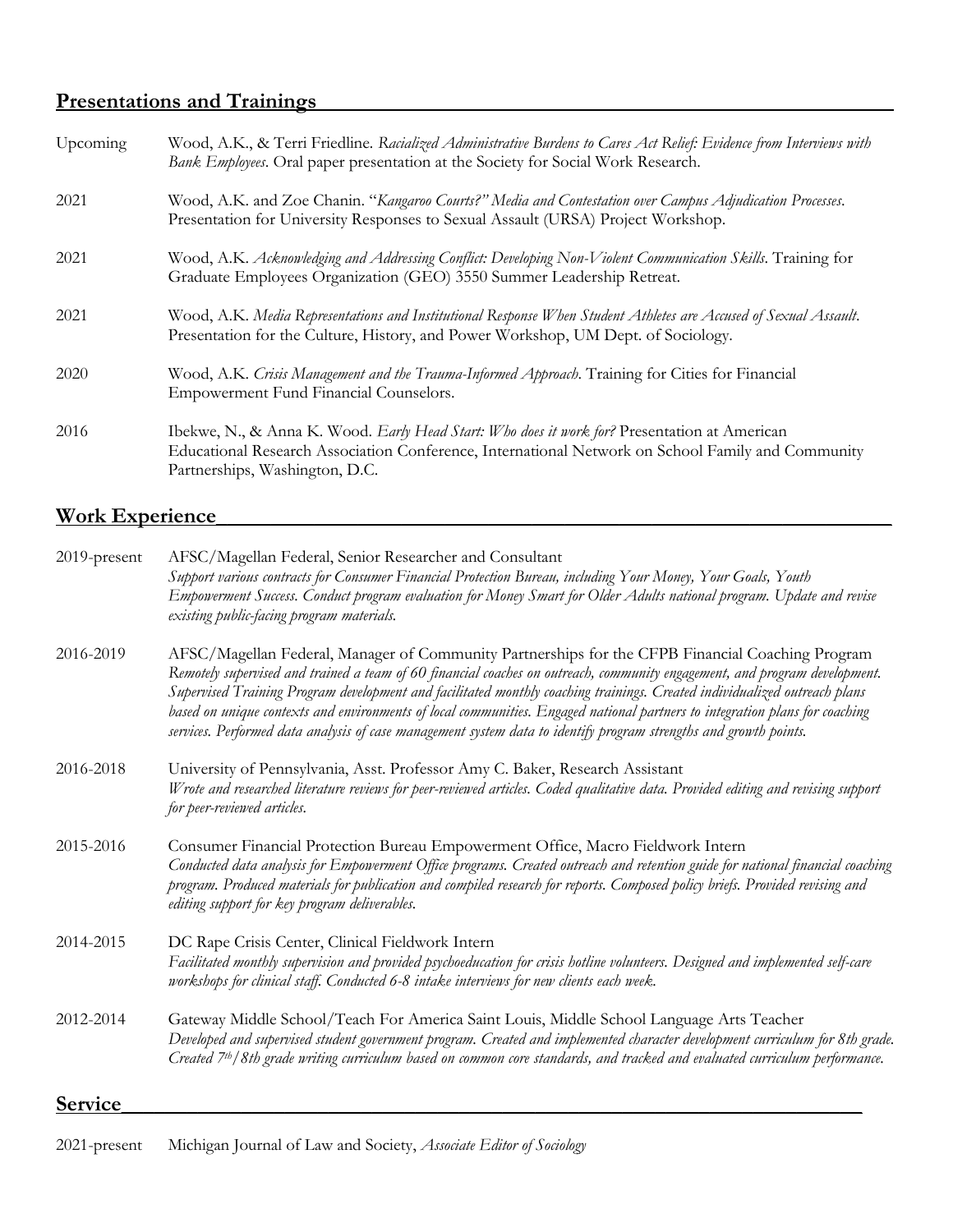## Presentations and Trainings

Upcoming — Wood, A.K., & Terri Friedline. *Racialized Administrative Burdens to Cares Act Relief: Evidence from Interviews with Bank Employees*. Oral paper presentation at the Society for Social Work Research.

2021 — Wood, A.K. and Zoe Chanin. "*Kangaroo Courts?" Media and Contestation over Campus Adjudication Processes*. Presentation for University Responses to Sexual Assault (URSA) Project Workshop.

2021 — Wood, A.K. *Acknowledging and Addressing Conflict: Developing Non-Violent Communication Skills*. Training for Graduate Employees Organization (GEO) 3550 Summer Leadership Retreat.

2021 — Wood, A.K. *Media Representations and Institutional Response When Student Athletes are Accused of Sexual Assault*. Presentation for the Culture, History, and Power Workshop, UM Dept. of Sociology.

2020 — Wood, A.K. *Crisis Management and the Trauma-Informed Approach*. Training for Cities for Financial Empowerment Fund Financial Counselors.

2016 — Ibekwe, N., & Anna K. Wood. *Early Head Start: Who does it work for?* Presentation at American Educational Research Association Conference, International Network on School Family and Community Partnerships, Washington, D.C.

## Work Experience

2019-present — AFSC/Magellan Federal, Senior Researcher and Consultant
*Support various contracts for Consumer Financial Protection Bureau, including Your Money, Your Goals, Youth Empowerment Success. Conduct program evaluation for Money Smart for Older Adults national program. Update and revise existing public-facing program materials.*

2016-2019 — AFSC/Magellan Federal, Manager of Community Partnerships for the CFPB Financial Coaching Program
*Remotely supervised and trained a team of 60 financial coaches on outreach, community engagement, and program development. Supervised Training Program development and facilitated monthly coaching trainings. Created individualized outreach plans based on unique contexts and environments of local communities. Engaged national partners to integration plans for coaching services. Performed data analysis of case management system data to identify program strengths and growth points.*

2016-2018 — University of Pennsylvania, Asst. Professor Amy C. Baker, Research Assistant
*Wrote and researched literature reviews for peer-reviewed articles. Coded qualitative data. Provided editing and revising support for peer-reviewed articles.*

2015-2016 — Consumer Financial Protection Bureau Empowerment Office, Macro Fieldwork Intern
*Conducted data analysis for Empowerment Office programs. Created outreach and retention guide for national financial coaching program. Produced materials for publication and compiled research for reports. Composed policy briefs. Provided revising and editing support for key program deliverables.*

2014-2015 — DC Rape Crisis Center, Clinical Fieldwork Intern
*Facilitated monthly supervision and provided psychoeducation for crisis hotline volunteers. Designed and implemented self-care workshops for clinical staff. Conducted 6-8 intake interviews for new clients each week.*

2012-2014 — Gateway Middle School/Teach For America Saint Louis, Middle School Language Arts Teacher
*Developed and supervised student government program. Created and implemented character development curriculum for 8th grade. Created 7th/8th grade writing curriculum based on common core standards, and tracked and evaluated curriculum performance.*

## Service

2021-present — Michigan Journal of Law and Society, *Associate Editor of Sociology*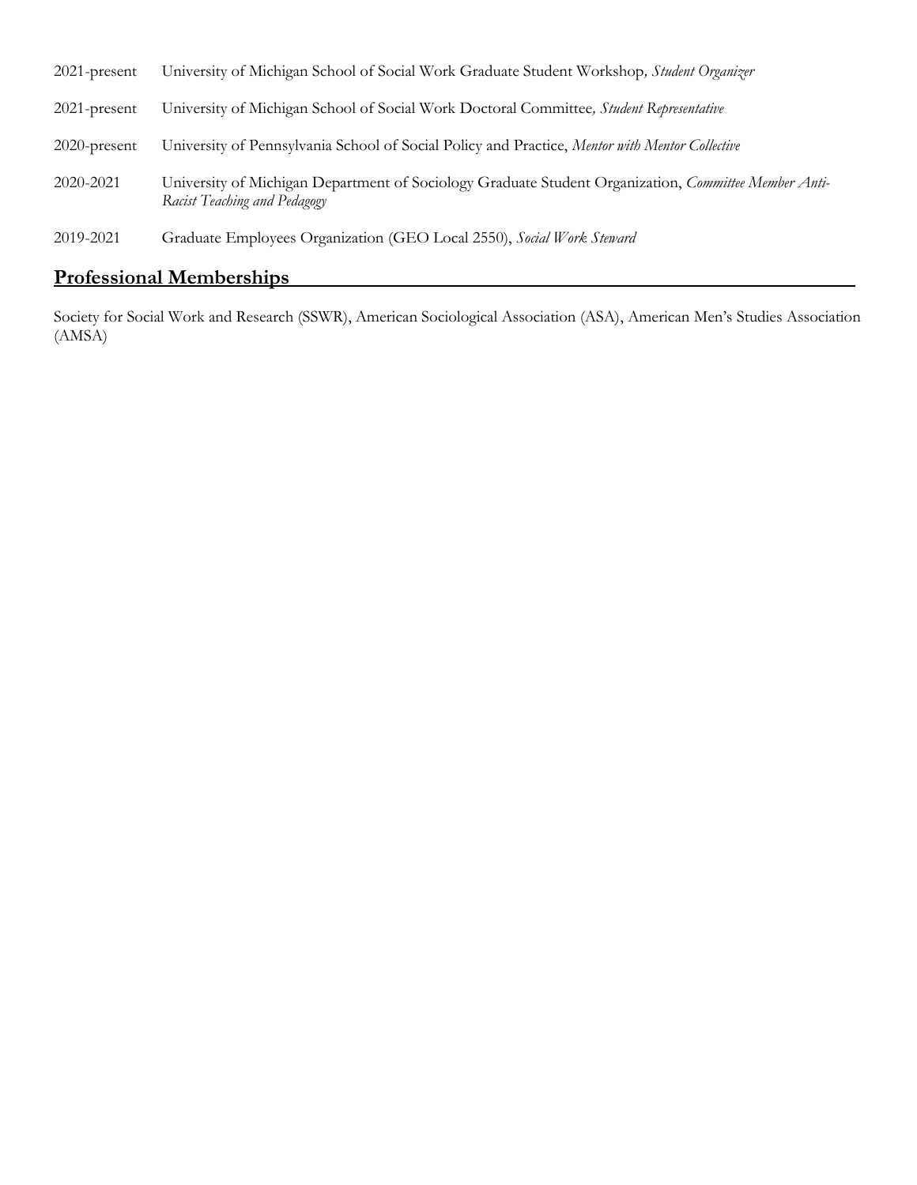| | |
|---|---|
| 2021-present | University of Michigan School of Social Work Graduate Student Workshop, *Student Organizer* |
| 2021-present | University of Michigan School of Social Work Doctoral Committee, *Student Representative* |
| 2020-present | University of Pennsylvania School of Social Policy and Practice, *Mentor with Mentor Collective* |
| 2020-2021 | University of Michigan Department of Sociology Graduate Student Organization, *Committee Member Anti-Racist Teaching and Pedagogy* |
| 2019-2021 | Graduate Employees Organization (GEO Local 2550), *Social Work Steward* |

## Professional Memberships

Society for Social Work and Research (SSWR), American Sociological Association (ASA), American Men's Studies Association (AMSA)